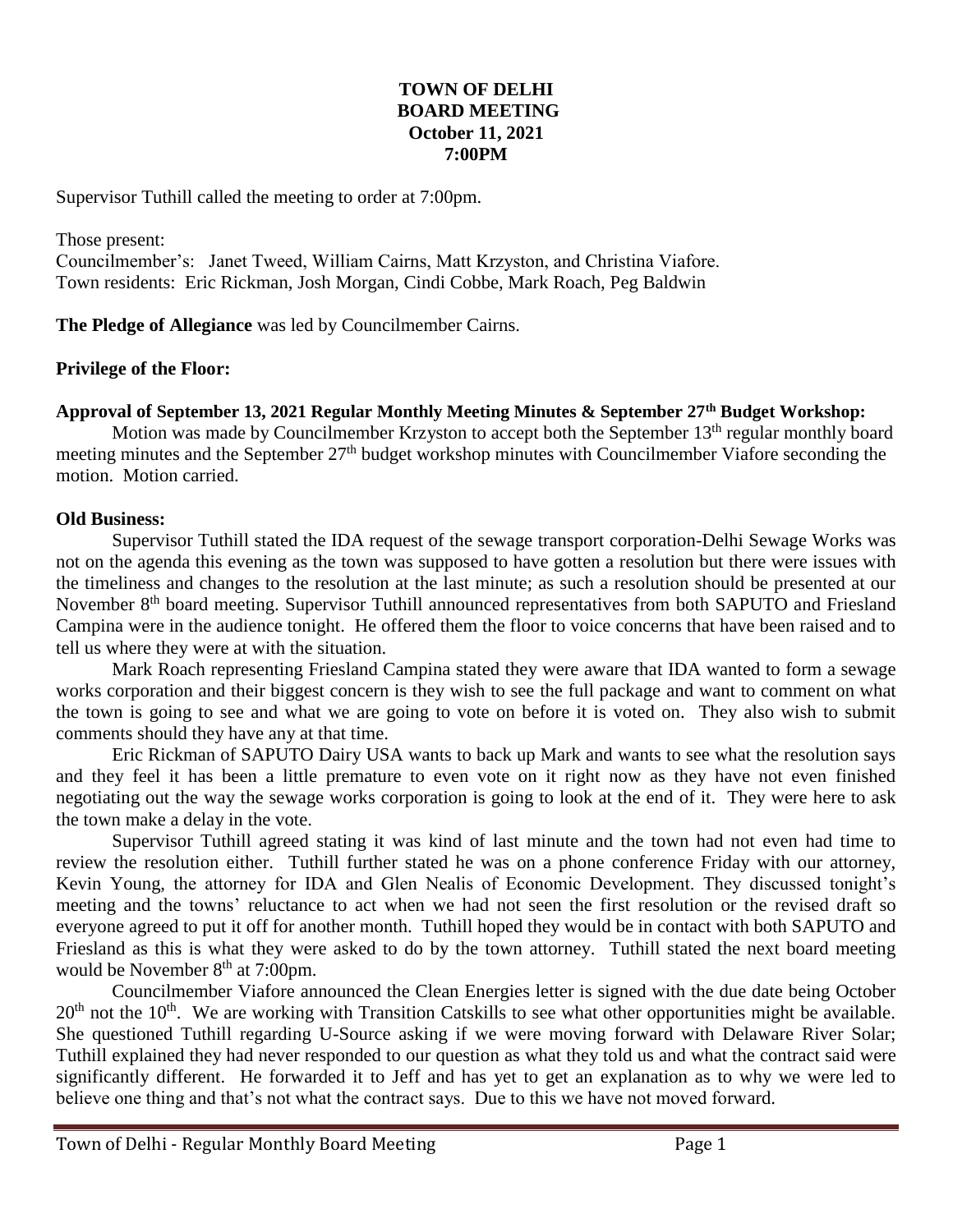# TOWN OF DELHI
## BOARD MEETING
### October 11, 2021
### 7:00PM

Supervisor Tuthill called the meeting to order at 7:00pm.

Those present:
Councilmember's: Janet Tweed, William Cairns, Matt Krzyston, and Christina Viafore.
Town residents: Eric Rickman, Josh Morgan, Cindi Cobbe, Mark Roach, Peg Baldwin

**The Pledge of Allegiance** was led by Councilmember Cairns.

**Privilege of the Floor:**

**Approval of September 13, 2021 Regular Monthly Meeting Minutes & September 27th Budget Workshop:**

Motion was made by Councilmember Krzyston to accept both the September 13th regular monthly board meeting minutes and the September 27th budget workshop minutes with Councilmember Viafore seconding the motion. Motion carried.

**Old Business:**

Supervisor Tuthill stated the IDA request of the sewage transport corporation-Delhi Sewage Works was not on the agenda this evening as the town was supposed to have gotten a resolution but there were issues with the timeliness and changes to the resolution at the last minute; as such a resolution should be presented at our November 8th board meeting. Supervisor Tuthill announced representatives from both SAPUTO and Friesland Campina were in the audience tonight. He offered them the floor to voice concerns that have been raised and to tell us where they were at with the situation.

Mark Roach representing Friesland Campina stated they were aware that IDA wanted to form a sewage works corporation and their biggest concern is they wish to see the full package and want to comment on what the town is going to see and what we are going to vote on before it is voted on. They also wish to submit comments should they have any at that time.

Eric Rickman of SAPUTO Dairy USA wants to back up Mark and wants to see what the resolution says and they feel it has been a little premature to even vote on it right now as they have not even finished negotiating out the way the sewage works corporation is going to look at the end of it. They were here to ask the town make a delay in the vote.

Supervisor Tuthill agreed stating it was kind of last minute and the town had not even had time to review the resolution either. Tuthill further stated he was on a phone conference Friday with our attorney, Kevin Young, the attorney for IDA and Glen Nealis of Economic Development. They discussed tonight's meeting and the towns' reluctance to act when we had not seen the first resolution or the revised draft so everyone agreed to put it off for another month. Tuthill hoped they would be in contact with both SAPUTO and Friesland as this is what they were asked to do by the town attorney. Tuthill stated the next board meeting would be November 8th at 7:00pm.

Councilmember Viafore announced the Clean Energies letter is signed with the due date being October 20th not the 10th. We are working with Transition Catskills to see what other opportunities might be available. She questioned Tuthill regarding U-Source asking if we were moving forward with Delaware River Solar; Tuthill explained they had never responded to our question as what they told us and what the contract said were significantly different. He forwarded it to Jeff and has yet to get an explanation as to why we were led to believe one thing and that's not what the contract says. Due to this we have not moved forward.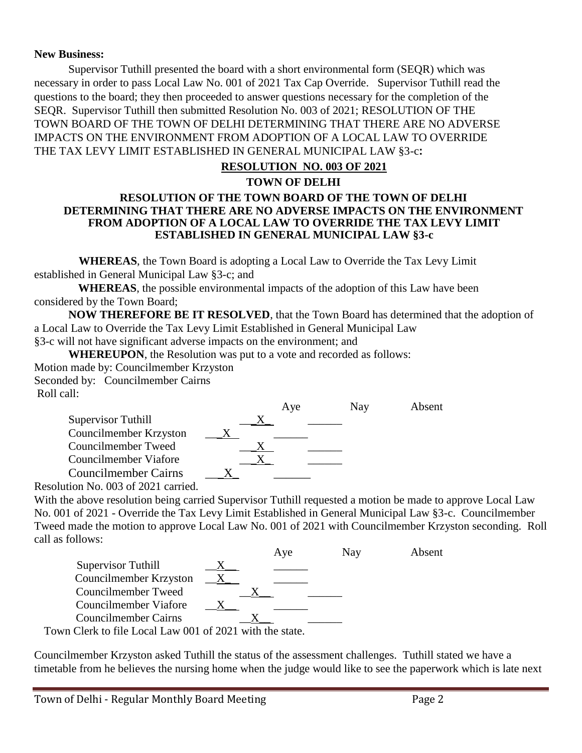**New Business:**

Supervisor Tuthill presented the board with a short environmental form (SEQR) which was necessary in order to pass Local Law No. 001 of 2021 Tax Cap Override. Supervisor Tuthill read the questions to the board; they then proceeded to answer questions necessary for the completion of the SEQR. Supervisor Tuthill then submitted Resolution No. 003 of 2021; RESOLUTION OF THE TOWN BOARD OF THE TOWN OF DELHI DETERMINING THAT THERE ARE NO ADVERSE IMPACTS ON THE ENVIRONMENT FROM ADOPTION OF A LOCAL LAW TO OVERRIDE THE TAX LEVY LIMIT ESTABLISHED IN GENERAL MUNICIPAL LAW §3-c**:**

**RESOLUTION NO. 003 OF 2021**

**TOWN OF DELHI**

**RESOLUTION OF THE TOWN BOARD OF THE TOWN OF DELHI DETERMINING THAT THERE ARE NO ADVERSE IMPACTS ON THE ENVIRONMENT FROM ADOPTION OF A LOCAL LAW TO OVERRIDE THE TAX LEVY LIMIT ESTABLISHED IN GENERAL MUNICIPAL LAW §3-c**

**WHEREAS**, the Town Board is adopting a Local Law to Override the Tax Levy Limit established in General Municipal Law §3-c; and

**WHEREAS**, the possible environmental impacts of the adoption of this Law have been considered by the Town Board;

**NOW THEREFORE BE IT RESOLVED**, that the Town Board has determined that the adoption of a Local Law to Override the Tax Levy Limit Established in General Municipal Law §3-c will not have significant adverse impacts on the environment; and

**WHEREUPON**, the Resolution was put to a vote and recorded as follows:

Motion made by: Councilmember Krzyston

Seconded by: Councilmember Cairns

Roll call:

| | Aye | Nay | Absent |
|---|---|---|---|
| Supervisor Tuthill | X | | |
| Councilmember Krzyston | X | | |
| Councilmember Tweed | X | | |
| Councilmember Viafore | X | | |
| Councilmember Cairns | X | | |

Resolution No. 003 of 2021 carried.

With the above resolution being carried Supervisor Tuthill requested a motion be made to approve Local Law No. 001 of 2021 - Override the Tax Levy Limit Established in General Municipal Law §3-c. Councilmember Tweed made the motion to approve Local Law No. 001 of 2021 with Councilmember Krzyston seconding. Roll call as follows:

| | Aye | Nay | Absent |
|---|---|---|---|
| Supervisor Tuthill | X | | |
| Councilmember Krzyston | X | | |
| Councilmember Tweed | X | | |
| Councilmember Viafore | X | | |
| Councilmember Cairns | X | | |

Town Clerk to file Local Law 001 of 2021 with the state.

Councilmember Krzyston asked Tuthill the status of the assessment challenges. Tuthill stated we have a timetable from he believes the nursing home when the judge would like to see the paperwork which is late next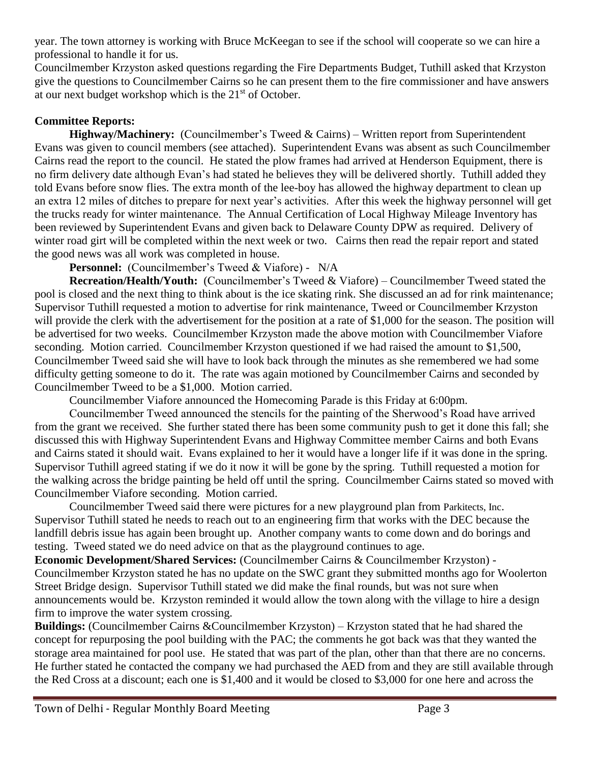year. The town attorney is working with Bruce McKeegan to see if the school will cooperate so we can hire a professional to handle it for us.

Councilmember Krzyston asked questions regarding the Fire Departments Budget, Tuthill asked that Krzyston give the questions to Councilmember Cairns so he can present them to the fire commissioner and have answers at our next budget workshop which is the 21st of October.

**Committee Reports:**

**Highway/Machinery:** (Councilmember's Tweed & Cairns) – Written report from Superintendent Evans was given to council members (see attached). Superintendent Evans was absent as such Councilmember Cairns read the report to the council. He stated the plow frames had arrived at Henderson Equipment, there is no firm delivery date although Evan's had stated he believes they will be delivered shortly. Tuthill added they told Evans before snow flies. The extra month of the lee-boy has allowed the highway department to clean up an extra 12 miles of ditches to prepare for next year's activities. After this week the highway personnel will get the trucks ready for winter maintenance. The Annual Certification of Local Highway Mileage Inventory has been reviewed by Superintendent Evans and given back to Delaware County DPW as required. Delivery of winter road girt will be completed within the next week or two. Cairns then read the repair report and stated the good news was all work was completed in house.

**Personnel:** (Councilmember's Tweed & Viafore) - N/A

**Recreation/Health/Youth:** (Councilmember's Tweed & Viafore) – Councilmember Tweed stated the pool is closed and the next thing to think about is the ice skating rink. She discussed an ad for rink maintenance; Supervisor Tuthill requested a motion to advertise for rink maintenance, Tweed or Councilmember Krzyston will provide the clerk with the advertisement for the position at a rate of $1,000 for the season. The position will be advertised for two weeks. Councilmember Krzyston made the above motion with Councilmember Viafore seconding. Motion carried. Councilmember Krzyston questioned if we had raised the amount to $1,500, Councilmember Tweed said she will have to look back through the minutes as she remembered we had some difficulty getting someone to do it. The rate was again motioned by Councilmember Cairns and seconded by Councilmember Tweed to be a $1,000. Motion carried.

Councilmember Viafore announced the Homecoming Parade is this Friday at 6:00pm.

Councilmember Tweed announced the stencils for the painting of the Sherwood's Road have arrived from the grant we received. She further stated there has been some community push to get it done this fall; she discussed this with Highway Superintendent Evans and Highway Committee member Cairns and both Evans and Cairns stated it should wait. Evans explained to her it would have a longer life if it was done in the spring. Supervisor Tuthill agreed stating if we do it now it will be gone by the spring. Tuthill requested a motion for the walking across the bridge painting be held off until the spring. Councilmember Cairns stated so moved with Councilmember Viafore seconding. Motion carried.

Councilmember Tweed said there were pictures for a new playground plan from Parkitects, Inc. Supervisor Tuthill stated he needs to reach out to an engineering firm that works with the DEC because the landfill debris issue has again been brought up. Another company wants to come down and do borings and testing. Tweed stated we do need advice on that as the playground continues to age.

**Economic Development/Shared Services:** (Councilmember Cairns & Councilmember Krzyston) - Councilmember Krzyston stated he has no update on the SWC grant they submitted months ago for Woolerton Street Bridge design. Supervisor Tuthill stated we did make the final rounds, but was not sure when announcements would be. Krzyston reminded it would allow the town along with the village to hire a design firm to improve the water system crossing.

**Buildings:** (Councilmember Cairns &Councilmember Krzyston) – Krzyston stated that he had shared the concept for repurposing the pool building with the PAC; the comments he got back was that they wanted the storage area maintained for pool use. He stated that was part of the plan, other than that there are no concerns. He further stated he contacted the company we had purchased the AED from and they are still available through the Red Cross at a discount; each one is $1,400 and it would be closed to $3,000 for one here and across the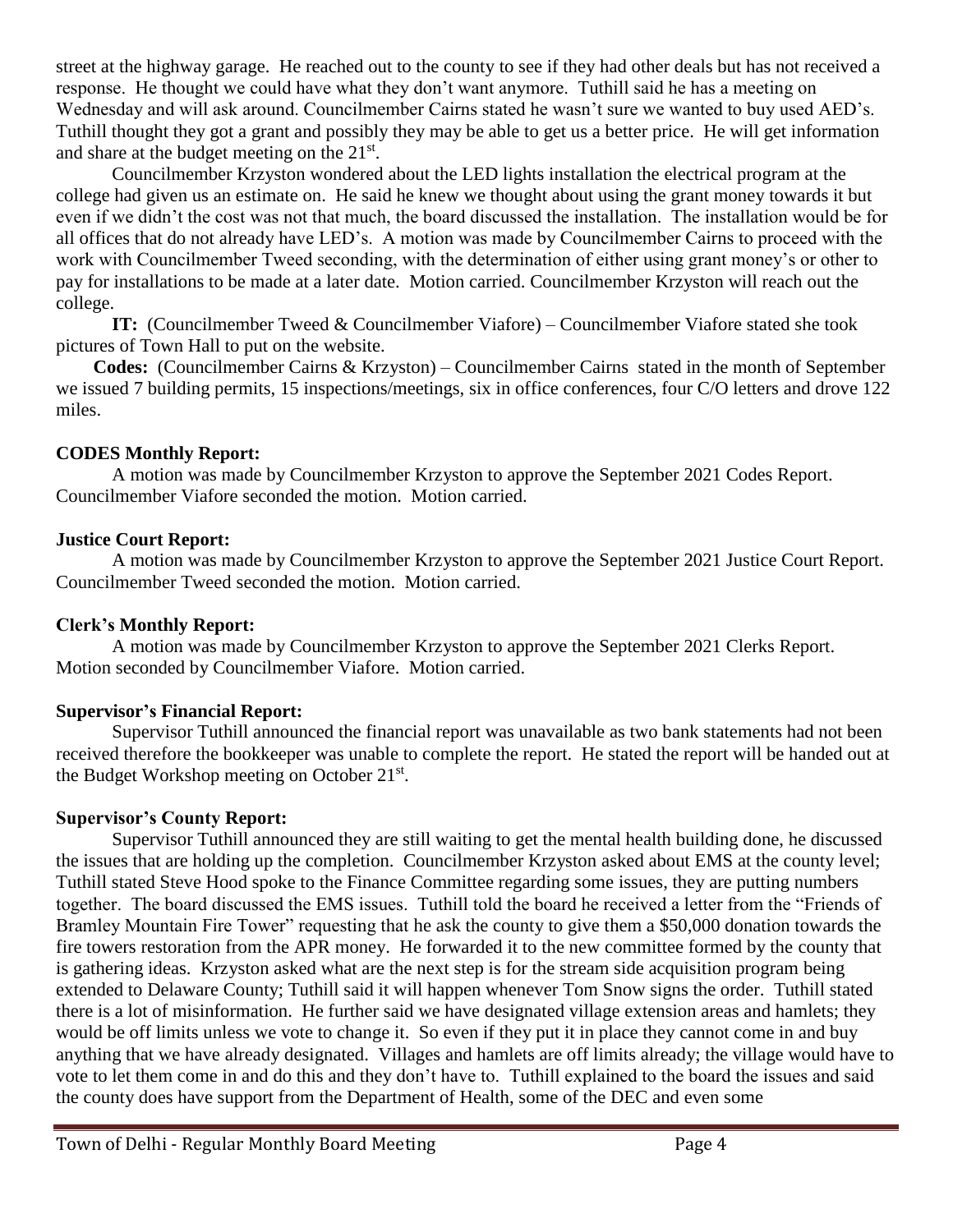street at the highway garage. He reached out to the county to see if they had other deals but has not received a response. He thought we could have what they don't want anymore. Tuthill said he has a meeting on Wednesday and will ask around. Councilmember Cairns stated he wasn't sure we wanted to buy used AED's. Tuthill thought they got a grant and possibly they may be able to get us a better price. He will get information and share at the budget meeting on the 21st.

Councilmember Krzyston wondered about the LED lights installation the electrical program at the college had given us an estimate on. He said he knew we thought about using the grant money towards it but even if we didn't the cost was not that much, the board discussed the installation. The installation would be for all offices that do not already have LED's. A motion was made by Councilmember Cairns to proceed with the work with Councilmember Tweed seconding, with the determination of either using grant money's or other to pay for installations to be made at a later date. Motion carried. Councilmember Krzyston will reach out the college.

**IT:** (Councilmember Tweed & Councilmember Viafore) – Councilmember Viafore stated she took pictures of Town Hall to put on the website.

**Codes:** (Councilmember Cairns & Krzyston) – Councilmember Cairns stated in the month of September we issued 7 building permits, 15 inspections/meetings, six in office conferences, four C/O letters and drove 122 miles.

**CODES Monthly Report:**

A motion was made by Councilmember Krzyston to approve the September 2021 Codes Report. Councilmember Viafore seconded the motion. Motion carried.

**Justice Court Report:**

A motion was made by Councilmember Krzyston to approve the September 2021 Justice Court Report. Councilmember Tweed seconded the motion. Motion carried.

**Clerk's Monthly Report:**

A motion was made by Councilmember Krzyston to approve the September 2021 Clerks Report. Motion seconded by Councilmember Viafore. Motion carried.

**Supervisor's Financial Report:**

Supervisor Tuthill announced the financial report was unavailable as two bank statements had not been received therefore the bookkeeper was unable to complete the report. He stated the report will be handed out at the Budget Workshop meeting on October 21st.

**Supervisor's County Report:**

Supervisor Tuthill announced they are still waiting to get the mental health building done, he discussed the issues that are holding up the completion. Councilmember Krzyston asked about EMS at the county level; Tuthill stated Steve Hood spoke to the Finance Committee regarding some issues, they are putting numbers together. The board discussed the EMS issues. Tuthill told the board he received a letter from the "Friends of Bramley Mountain Fire Tower" requesting that he ask the county to give them a $50,000 donation towards the fire towers restoration from the APR money. He forwarded it to the new committee formed by the county that is gathering ideas. Krzyston asked what are the next step is for the stream side acquisition program being extended to Delaware County; Tuthill said it will happen whenever Tom Snow signs the order. Tuthill stated there is a lot of misinformation. He further said we have designated village extension areas and hamlets; they would be off limits unless we vote to change it. So even if they put it in place they cannot come in and buy anything that we have already designated. Villages and hamlets are off limits already; the village would have to vote to let them come in and do this and they don't have to. Tuthill explained to the board the issues and said the county does have support from the Department of Health, some of the DEC and even some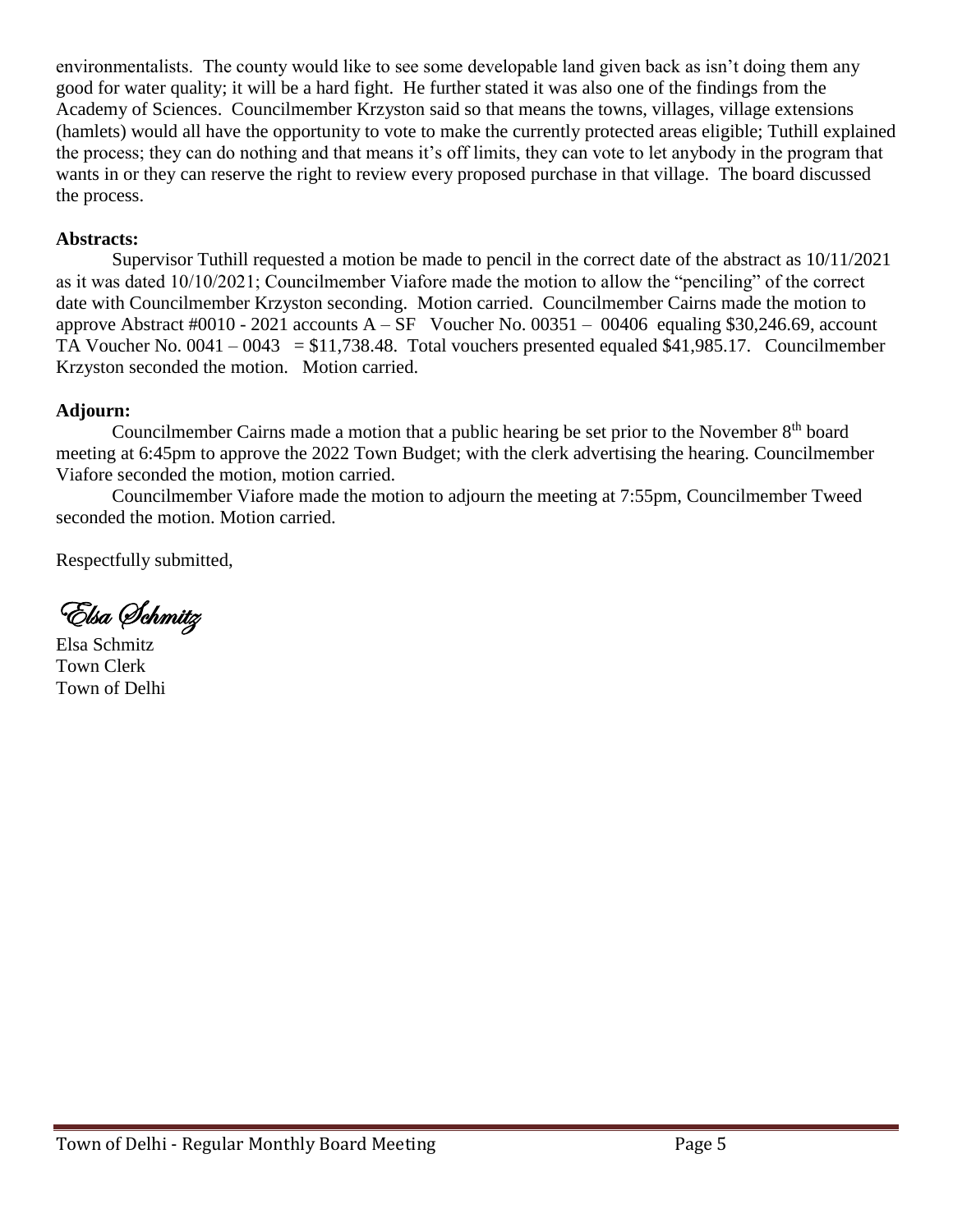environmentalists. The county would like to see some developable land given back as isn't doing them any good for water quality; it will be a hard fight. He further stated it was also one of the findings from the Academy of Sciences. Councilmember Krzyston said so that means the towns, villages, village extensions (hamlets) would all have the opportunity to vote to make the currently protected areas eligible; Tuthill explained the process; they can do nothing and that means it's off limits, they can vote to let anybody in the program that wants in or they can reserve the right to review every proposed purchase in that village. The board discussed the process.

**Abstracts:**

Supervisor Tuthill requested a motion be made to pencil in the correct date of the abstract as 10/11/2021 as it was dated 10/10/2021; Councilmember Viafore made the motion to allow the "penciling" of the correct date with Councilmember Krzyston seconding. Motion carried. Councilmember Cairns made the motion to approve Abstract #0010 - 2021 accounts A – SF Voucher No. 00351 – 00406 equaling $30,246.69, account TA Voucher No. 0041 – 0043 = $11,738.48. Total vouchers presented equaled $41,985.17. Councilmember Krzyston seconded the motion. Motion carried.

**Adjourn:**

Councilmember Cairns made a motion that a public hearing be set prior to the November 8th board meeting at 6:45pm to approve the 2022 Town Budget; with the clerk advertising the hearing. Councilmember Viafore seconded the motion, motion carried.

Councilmember Viafore made the motion to adjourn the meeting at 7:55pm, Councilmember Tweed seconded the motion. Motion carried.

Respectfully submitted,

*Elsa Schmitz*

Elsa Schmitz
Town Clerk
Town of Delhi